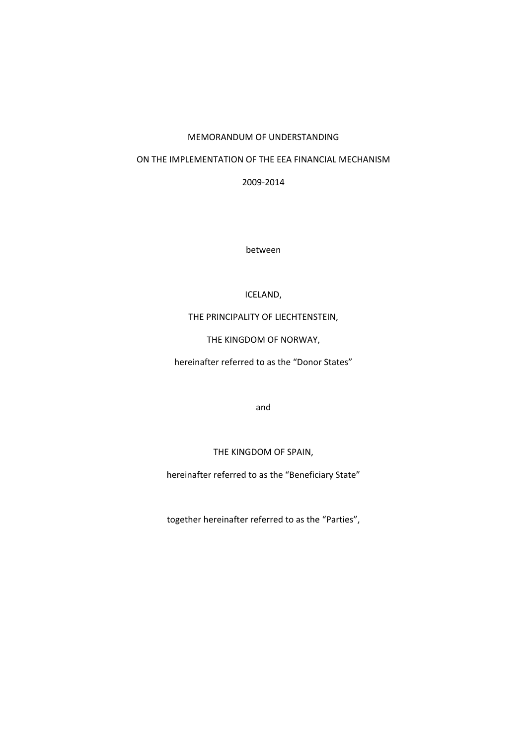MEMORANDUM OF UNDERSTANDING

ON THE IMPLEMENTATION OF THE EEA FINANCIAL MECHANISM

2009-2014

between

ICELAND,

THE PRINCIPALITY OF LIECHTENSTEIN,

THE KINGDOM OF NORWAY,

hereinafter referred to as the "Donor States"

and

THE KINGDOM OF SPAIN,

hereinafter referred to as the "Beneficiary State"

together hereinafter referred to as the "Parties",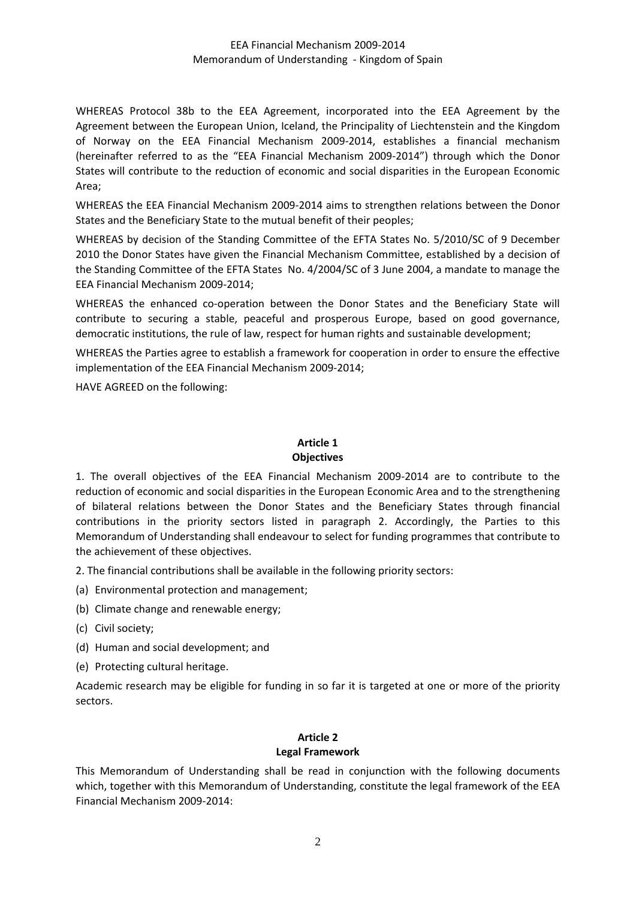WHEREAS Protocol 38b to the EEA Agreement, incorporated into the EEA Agreement by the Agreement between the European Union, Iceland, the Principality of Liechtenstein and the Kingdom of Norway on the EEA Financial Mechanism 2009-2014, establishes a financial mechanism (hereinafter referred to as the “EEA Financial Mechanism 2009-2014”) through which the Donor States will contribute to the reduction of economic and social disparities in the European Economic Area;

WHEREAS the EEA Financial Mechanism 2009-2014 aims to strengthen relations between the Donor States and the Beneficiary State to the mutual benefit of their peoples;

WHEREAS by decision of the Standing Committee of the EFTA States No. 5/2010/SC of 9 December 2010 the Donor States have given the Financial Mechanism Committee, established by a decision of the Standing Committee of the EFTA States No. 4/2004/SC of 3 June 2004, a mandate to manage the EEA Financial Mechanism 2009-2014;

WHEREAS the enhanced co-operation between the Donor States and the Beneficiary State will contribute to securing a stable, peaceful and prosperous Europe, based on good governance, democratic institutions, the rule of law, respect for human rights and sustainable development;

WHEREAS the Parties agree to establish a framework for cooperation in order to ensure the effective implementation of the EEA Financial Mechanism 2009-2014;

HAVE AGREED on the following:

## Article 1
## Objectives

1. The overall objectives of the EEA Financial Mechanism 2009-2014 are to contribute to the reduction of economic and social disparities in the European Economic Area and to the strengthening of bilateral relations between the Donor States and the Beneficiary States through financial contributions in the priority sectors listed in paragraph 2. Accordingly, the Parties to this Memorandum of Understanding shall endeavour to select for funding programmes that contribute to the achievement of these objectives.

2. The financial contributions shall be available in the following priority sectors:

(a) Environmental protection and management;

(b) Climate change and renewable energy;

(c) Civil society;

(d) Human and social development; and

(e) Protecting cultural heritage.

Academic research may be eligible for funding in so far it is targeted at one or more of the priority sectors.

## Article 2
## Legal Framework

This Memorandum of Understanding shall be read in conjunction with the following documents which, together with this Memorandum of Understanding, constitute the legal framework of the EEA Financial Mechanism 2009-2014: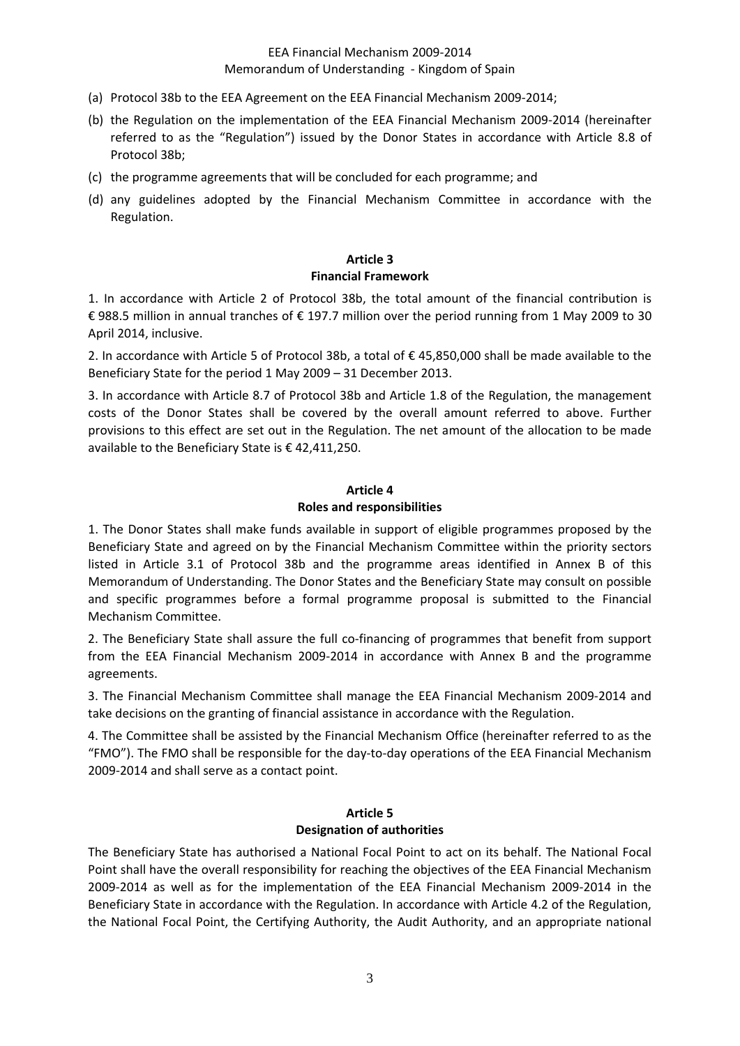(a) Protocol 38b to the EEA Agreement on the EEA Financial Mechanism 2009-2014;

(b) the Regulation on the implementation of the EEA Financial Mechanism 2009-2014 (hereinafter referred to as the "Regulation") issued by the Donor States in accordance with Article 8.8 of Protocol 38b;

(c) the programme agreements that will be concluded for each programme; and

(d) any guidelines adopted by the Financial Mechanism Committee in accordance with the Regulation.

### Article 3
### Financial Framework

1. In accordance with Article 2 of Protocol 38b, the total amount of the financial contribution is € 988.5 million in annual tranches of € 197.7 million over the period running from 1 May 2009 to 30 April 2014, inclusive.

2. In accordance with Article 5 of Protocol 38b, a total of € 45,850,000 shall be made available to the Beneficiary State for the period 1 May 2009 – 31 December 2013.

3. In accordance with Article 8.7 of Protocol 38b and Article 1.8 of the Regulation, the management costs of the Donor States shall be covered by the overall amount referred to above. Further provisions to this effect are set out in the Regulation. The net amount of the allocation to be made available to the Beneficiary State is € 42,411,250.

### Article 4
### Roles and responsibilities

1. The Donor States shall make funds available in support of eligible programmes proposed by the Beneficiary State and agreed on by the Financial Mechanism Committee within the priority sectors listed in Article 3.1 of Protocol 38b and the programme areas identified in Annex B of this Memorandum of Understanding. The Donor States and the Beneficiary State may consult on possible and specific programmes before a formal programme proposal is submitted to the Financial Mechanism Committee.

2. The Beneficiary State shall assure the full co-financing of programmes that benefit from support from the EEA Financial Mechanism 2009-2014 in accordance with Annex B and the programme agreements.

3. The Financial Mechanism Committee shall manage the EEA Financial Mechanism 2009-2014 and take decisions on the granting of financial assistance in accordance with the Regulation.

4. The Committee shall be assisted by the Financial Mechanism Office (hereinafter referred to as the "FMO"). The FMO shall be responsible for the day-to-day operations of the EEA Financial Mechanism 2009-2014 and shall serve as a contact point.

### Article 5
### Designation of authorities

The Beneficiary State has authorised a National Focal Point to act on its behalf. The National Focal Point shall have the overall responsibility for reaching the objectives of the EEA Financial Mechanism 2009-2014 as well as for the implementation of the EEA Financial Mechanism 2009-2014 in the Beneficiary State in accordance with the Regulation. In accordance with Article 4.2 of the Regulation, the National Focal Point, the Certifying Authority, the Audit Authority, and an appropriate national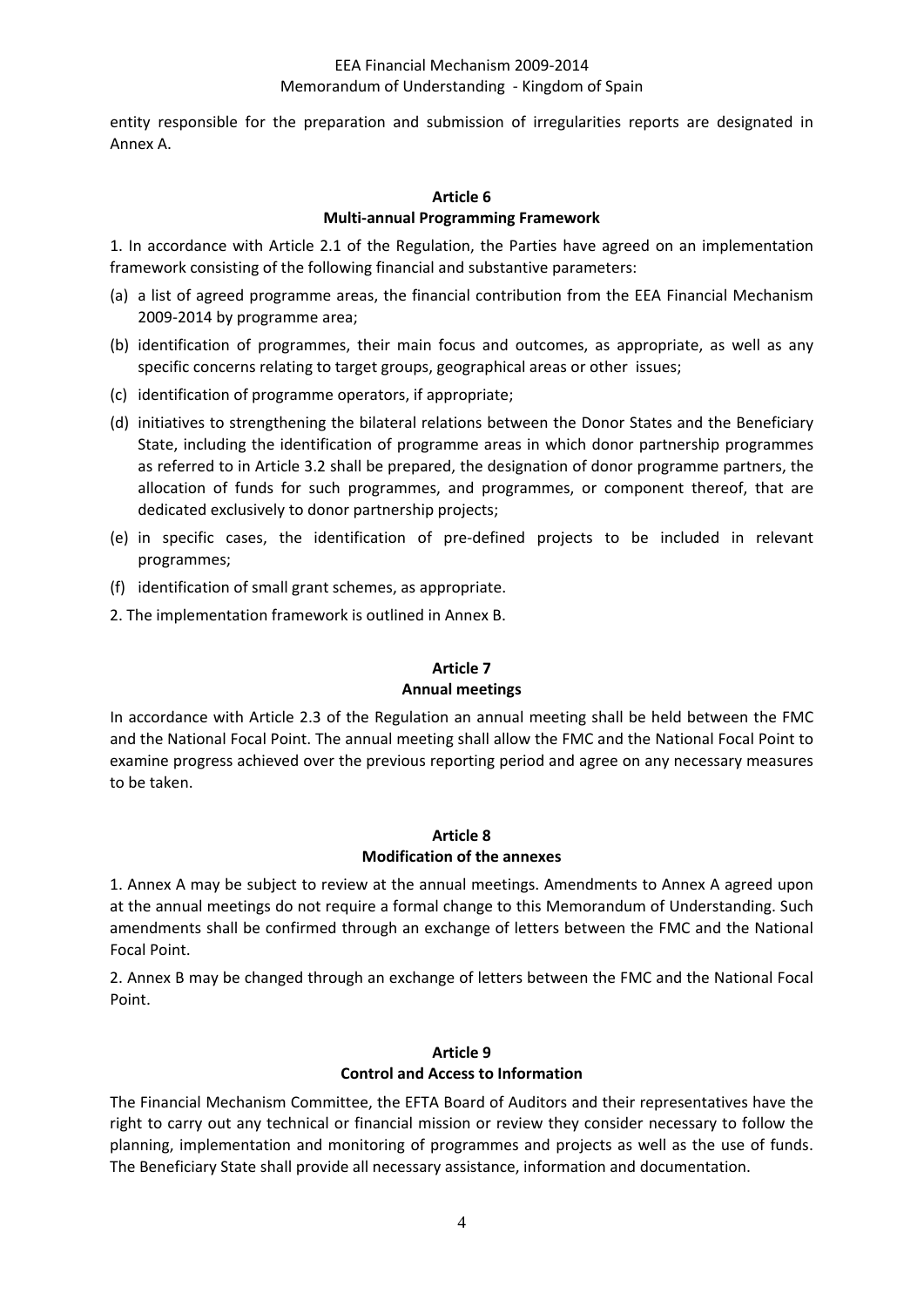entity responsible for the preparation and submission of irregularities reports are designated in Annex A.

## Article 6
## Multi-annual Programming Framework

1. In accordance with Article 2.1 of the Regulation, the Parties have agreed on an implementation framework consisting of the following financial and substantive parameters:

(a) a list of agreed programme areas, the financial contribution from the EEA Financial Mechanism 2009-2014 by programme area;

(b) identification of programmes, their main focus and outcomes, as appropriate, as well as any specific concerns relating to target groups, geographical areas or other issues;

(c) identification of programme operators, if appropriate;

(d) initiatives to strengthening the bilateral relations between the Donor States and the Beneficiary State, including the identification of programme areas in which donor partnership programmes as referred to in Article 3.2 shall be prepared, the designation of donor programme partners, the allocation of funds for such programmes, and programmes, or component thereof, that are dedicated exclusively to donor partnership projects;

(e) in specific cases, the identification of pre-defined projects to be included in relevant programmes;

(f) identification of small grant schemes, as appropriate.

2. The implementation framework is outlined in Annex B.

## Article 7
## Annual meetings

In accordance with Article 2.3 of the Regulation an annual meeting shall be held between the FMC and the National Focal Point. The annual meeting shall allow the FMC and the National Focal Point to examine progress achieved over the previous reporting period and agree on any necessary measures to be taken.

## Article 8
## Modification of the annexes

1. Annex A may be subject to review at the annual meetings. Amendments to Annex A agreed upon at the annual meetings do not require a formal change to this Memorandum of Understanding. Such amendments shall be confirmed through an exchange of letters between the FMC and the National Focal Point.

2. Annex B may be changed through an exchange of letters between the FMC and the National Focal Point.

## Article 9
## Control and Access to Information

The Financial Mechanism Committee, the EFTA Board of Auditors and their representatives have the right to carry out any technical or financial mission or review they consider necessary to follow the planning, implementation and monitoring of programmes and projects as well as the use of funds. The Beneficiary State shall provide all necessary assistance, information and documentation.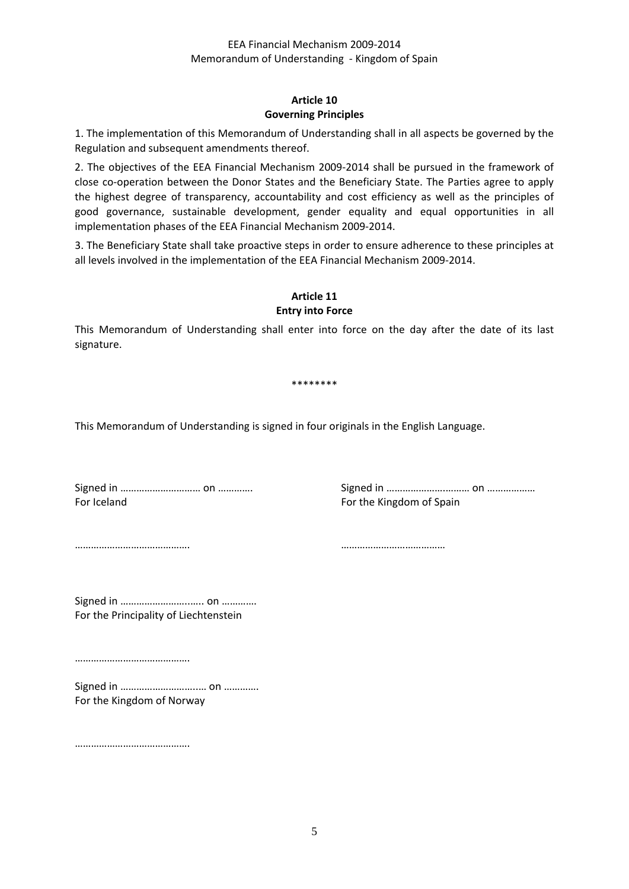### Article 10
### Governing Principles

1. The implementation of this Memorandum of Understanding shall in all aspects be governed by the Regulation and subsequent amendments thereof.

2. The objectives of the EEA Financial Mechanism 2009-2014 shall be pursued in the framework of close co-operation between the Donor States and the Beneficiary State. The Parties agree to apply the highest degree of transparency, accountability and cost efficiency as well as the principles of good governance, sustainable development, gender equality and equal opportunities in all implementation phases of the EEA Financial Mechanism 2009-2014.

3. The Beneficiary State shall take proactive steps in order to ensure adherence to these principles at all levels involved in the implementation of the EEA Financial Mechanism 2009-2014.

### Article 11
### Entry into Force

This Memorandum of Understanding shall enter into force on the day after the date of its last signature.

********

This Memorandum of Understanding is signed in four originals in the English Language.

Signed in ……………………….. on ………….
For Iceland

…………………………………….

Signed in ……………………….. on ………………
For the Kingdom of Spain

…………………………………

Signed in ……………………….. on ………….
For the Principality of Liechtenstein

…………………………………….

Signed in ……………………….. on ………….
For the Kingdom of Norway

…………………………………….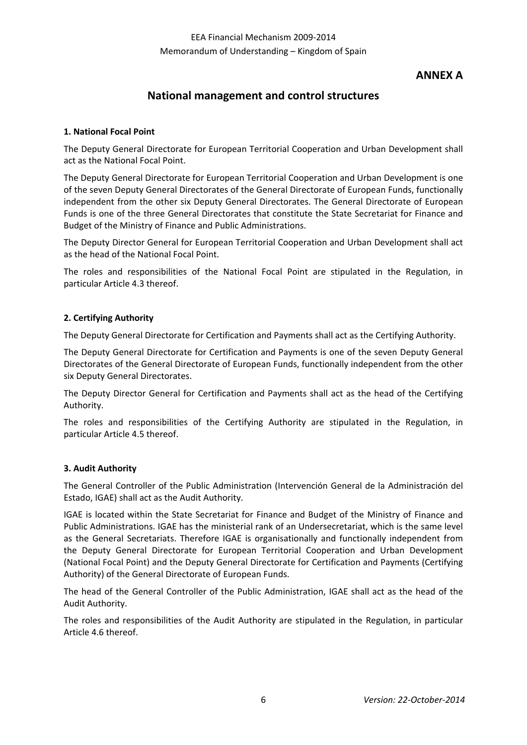# ANNEX A

## National management and control structures

### 1. National Focal Point

The Deputy General Directorate for European Territorial Cooperation and Urban Development shall act as the National Focal Point.

The Deputy General Directorate for European Territorial Cooperation and Urban Development is one of the seven Deputy General Directorates of the General Directorate of European Funds, functionally independent from the other six Deputy General Directorates. The General Directorate of European Funds is one of the three General Directorates that constitute the State Secretariat for Finance and Budget of the Ministry of Finance and Public Administrations.

The Deputy Director General for European Territorial Cooperation and Urban Development shall act as the head of the National Focal Point.

The roles and responsibilities of the National Focal Point are stipulated in the Regulation, in particular Article 4.3 thereof.

### 2. Certifying Authority

The Deputy General Directorate for Certification and Payments shall act as the Certifying Authority.

The Deputy General Directorate for Certification and Payments is one of the seven Deputy General Directorates of the General Directorate of European Funds, functionally independent from the other six Deputy General Directorates.

The Deputy Director General for Certification and Payments shall act as the head of the Certifying Authority.

The roles and responsibilities of the Certifying Authority are stipulated in the Regulation, in particular Article 4.5 thereof.

### 3. Audit Authority

The General Controller of the Public Administration (Intervención General de la Administración del Estado, IGAE) shall act as the Audit Authority.

IGAE is located within the State Secretariat for Finance and Budget of the Ministry of Finance and Public Administrations. IGAE has the ministerial rank of an Undersecretariat, which is the same level as the General Secretariats. Therefore IGAE is organisationally and functionally independent from the Deputy General Directorate for European Territorial Cooperation and Urban Development (National Focal Point) and the Deputy General Directorate for Certification and Payments (Certifying Authority) of the General Directorate of European Funds.

The head of the General Controller of the Public Administration, IGAE shall act as the head of the Audit Authority.

The roles and responsibilities of the Audit Authority are stipulated in the Regulation, in particular Article 4.6 thereof.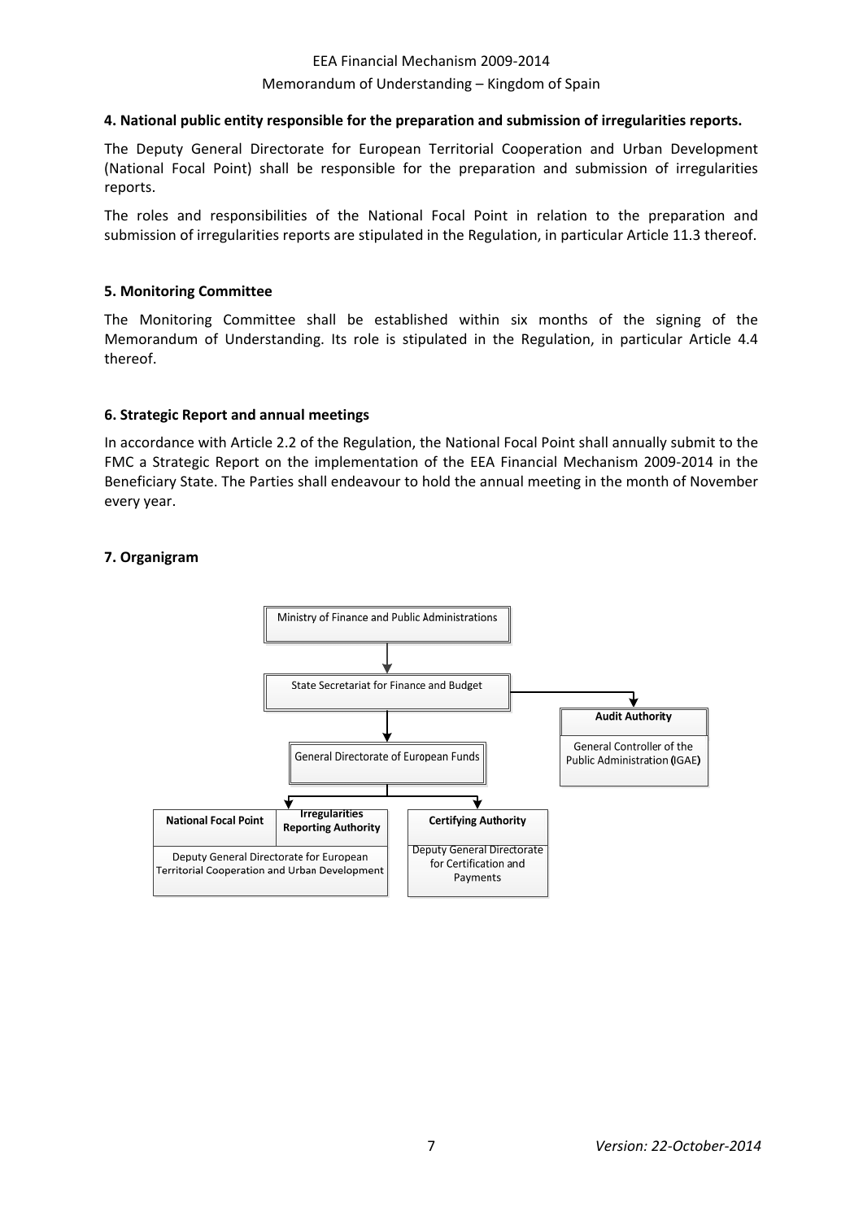### 4. National public entity responsible for the preparation and submission of irregularities reports.

The Deputy General Directorate for European Territorial Cooperation and Urban Development (National Focal Point) shall be responsible for the preparation and submission of irregularities reports.

The roles and responsibilities of the National Focal Point in relation to the preparation and submission of irregularities reports are stipulated in the Regulation, in particular Article 11.3 thereof.

### 5. Monitoring Committee

The Monitoring Committee shall be established within six months of the signing of the Memorandum of Understanding. Its role is stipulated in the Regulation, in particular Article 4.4 thereof.

### 6. Strategic Report and annual meetings

In accordance with Article 2.2 of the Regulation, the National Focal Point shall annually submit to the FMC a Strategic Report on the implementation of the EEA Financial Mechanism 2009-2014 in the Beneficiary State. The Parties shall endeavour to hold the annual meeting in the month of November every year.

### 7. Organigram

Ministry of Finance and Public Administrations

State Secretariat for Finance and Budget

**Audit Authority**: General Controller of the Public Administration (IGAE)

General Directorate of European Funds

**National Focal Point** / **Irregularities Reporting Authority**: Deputy General Directorate for European Territorial Cooperation and Urban Development

**Certifying Authority**: Deputy General Directorate for Certification and Payments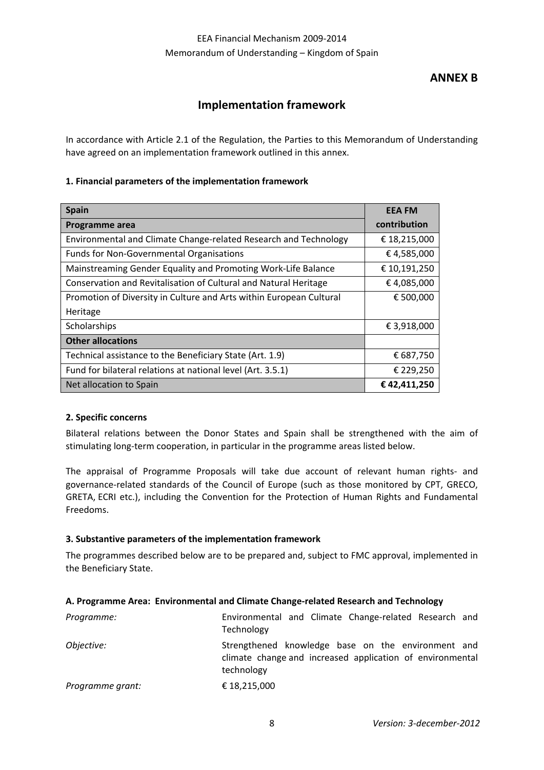## ANNEX B

# Implementation framework

In accordance with Article 2.1 of the Regulation, the Parties to this Memorandum of Understanding have agreed on an implementation framework outlined in this annex.

### 1. Financial parameters of the implementation framework

| Spain<br>Programme area | EEA FM contribution |
|---|---|
| Environmental and Climate Change-related Research and Technology | € 18,215,000 |
| Funds for Non-Governmental Organisations | € 4,585,000 |
| Mainstreaming Gender Equality and Promoting Work-Life Balance | € 10,191,250 |
| Conservation and Revitalisation of Cultural and Natural Heritage | € 4,085,000 |
| Promotion of Diversity in Culture and Arts within European Cultural Heritage | € 500,000 |
| Scholarships | € 3,918,000 |
| **Other allocations** | |
| Technical assistance to the Beneficiary State (Art. 1.9) | € 687,750 |
| Fund for bilateral relations at national level (Art. 3.5.1) | € 229,250 |
| Net allocation to Spain | **€ 42,411,250** |

### 2. Specific concerns

Bilateral relations between the Donor States and Spain shall be strengthened with the aim of stimulating long-term cooperation, in particular in the programme areas listed below.

The appraisal of Programme Proposals will take due account of relevant human rights- and governance-related standards of the Council of Europe (such as those monitored by CPT, GRECO, GRETA, ECRI etc.), including the Convention for the Protection of Human Rights and Fundamental Freedoms.

### 3. Substantive parameters of the implementation framework

The programmes described below are to be prepared and, subject to FMC approval, implemented in the Beneficiary State.

#### A. Programme Area: Environmental and Climate Change-related Research and Technology

*Programme:* Environmental and Climate Change-related Research and Technology

*Objective:* Strengthened knowledge base on the environment and climate change and increased application of environmental technology

*Programme grant:* € 18,215,000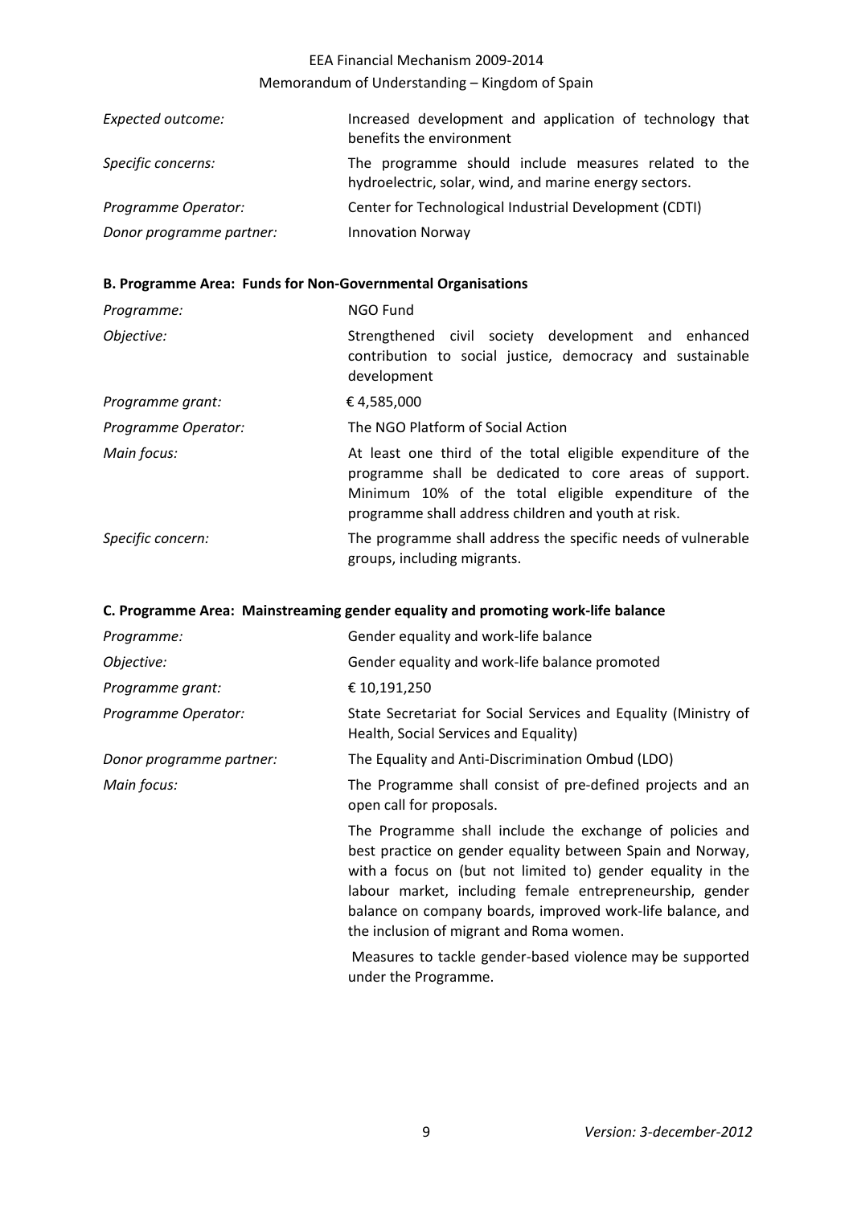| | |
|---|---|
| *Expected outcome:* | Increased development and application of technology that benefits the environment |
| *Specific concerns:* | The programme should include measures related to the hydroelectric, solar, wind, and marine energy sectors. |
| *Programme Operator:* | Center for Technological Industrial Development (CDTI) |
| *Donor programme partner:* | Innovation Norway |

**B. Programme Area: Funds for Non-Governmental Organisations**

| | |
|---|---|
| *Programme:* | NGO Fund |
| *Objective:* | Strengthened civil society development and enhanced contribution to social justice, democracy and sustainable development |
| *Programme grant:* | € 4,585,000 |
| *Programme Operator:* | The NGO Platform of Social Action |
| *Main focus:* | At least one third of the total eligible expenditure of the programme shall be dedicated to core areas of support. Minimum 10% of the total eligible expenditure of the programme shall address children and youth at risk. |
| *Specific concern:* | The programme shall address the specific needs of vulnerable groups, including migrants. |

**C. Programme Area: Mainstreaming gender equality and promoting work-life balance**

| | |
|---|---|
| *Programme:* | Gender equality and work-life balance |
| *Objective:* | Gender equality and work-life balance promoted |
| *Programme grant:* | € 10,191,250 |
| *Programme Operator:* | State Secretariat for Social Services and Equality (Ministry of Health, Social Services and Equality) |
| *Donor programme partner:* | The Equality and Anti-Discrimination Ombud (LDO) |
| *Main focus:* | The Programme shall consist of pre-defined projects and an open call for proposals.<br><br>The Programme shall include the exchange of policies and best practice on gender equality between Spain and Norway, with a focus on (but not limited to) gender equality in the labour market, including female entrepreneurship, gender balance on company boards, improved work-life balance, and the inclusion of migrant and Roma women.<br><br>Measures to tackle gender-based violence may be supported under the Programme. |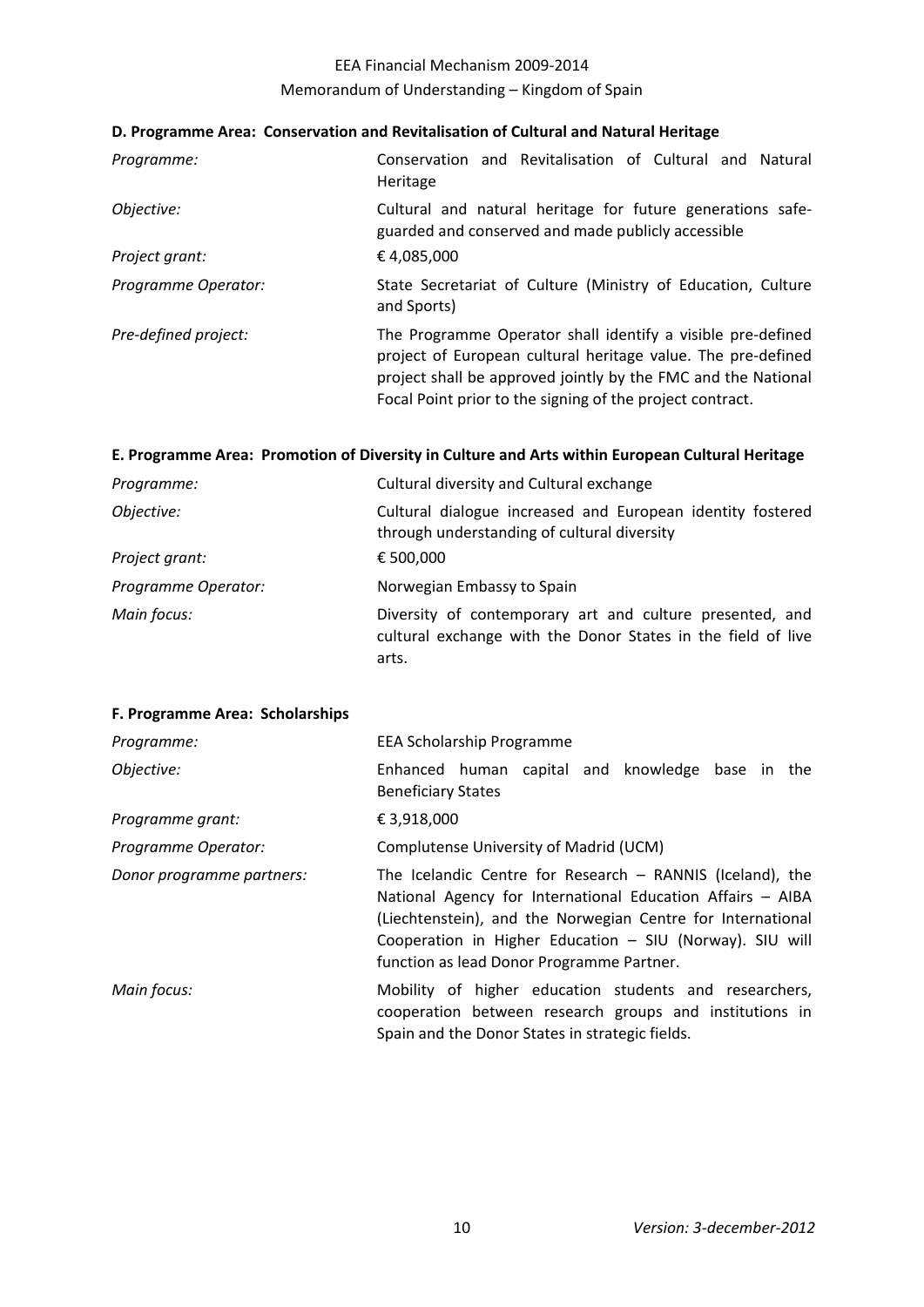**D. Programme Area: Conservation and Revitalisation of Cultural and Natural Heritage**

| | |
|---|---|
| *Programme:* | Conservation and Revitalisation of Cultural and Natural Heritage |
| *Objective:* | Cultural and natural heritage for future generations safe-guarded and conserved and made publicly accessible |
| *Project grant:* | € 4,085,000 |
| *Programme Operator:* | State Secretariat of Culture (Ministry of Education, Culture and Sports) |
| *Pre-defined project:* | The Programme Operator shall identify a visible pre-defined project of European cultural heritage value. The pre-defined project shall be approved jointly by the FMC and the National Focal Point prior to the signing of the project contract. |

**E. Programme Area: Promotion of Diversity in Culture and Arts within European Cultural Heritage**

| | |
|---|---|
| *Programme:* | Cultural diversity and Cultural exchange |
| *Objective:* | Cultural dialogue increased and European identity fostered through understanding of cultural diversity |
| *Project grant:* | € 500,000 |
| *Programme Operator:* | Norwegian Embassy to Spain |
| *Main focus:* | Diversity of contemporary art and culture presented, and cultural exchange with the Donor States in the field of live arts. |

**F. Programme Area: Scholarships**

| | |
|---|---|
| *Programme:* | EEA Scholarship Programme |
| *Objective:* | Enhanced human capital and knowledge base in the Beneficiary States |
| *Programme grant:* | € 3,918,000 |
| *Programme Operator:* | Complutense University of Madrid (UCM) |
| *Donor programme partners:* | The Icelandic Centre for Research – RANNIS (Iceland), the National Agency for International Education Affairs – AIBA (Liechtenstein), and the Norwegian Centre for International Cooperation in Higher Education – SIU (Norway). SIU will function as lead Donor Programme Partner. |
| *Main focus:* | Mobility of higher education students and researchers, cooperation between research groups and institutions in Spain and the Donor States in strategic fields. |